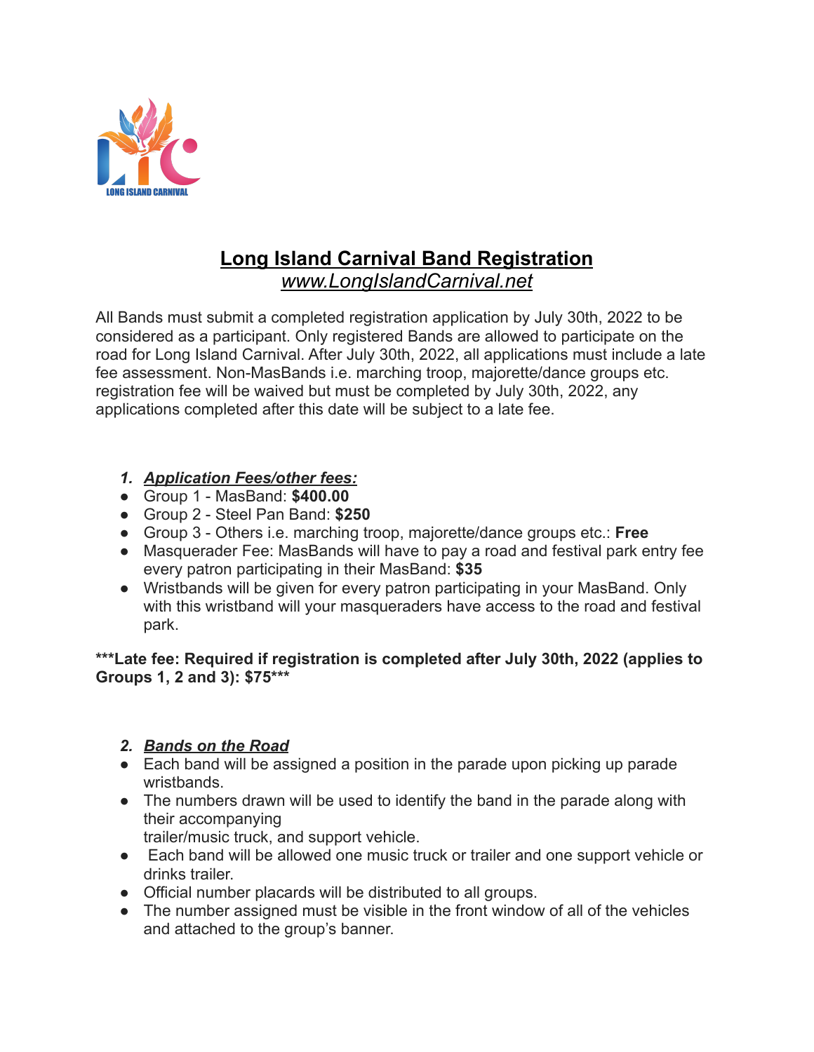# Long Island Carnival Band Registration

*www.LongIslandCarnival.net*

All Bands must submit a completed registration application by July 30th, 2022 to be considered as a participant. Only registered Bands are allowed to participate on the road for Long Island Carnival. After July 30th, 2022, all applications must include a late fee assessment. Non-MasBands i.e. marching troop, majorette/dance groups etc. registration fee will be waived but must be completed by July 30th, 2022, any applications completed after this date will be subject to a late fee.

1. ***Application Fees/other fees:***

- Group 1 - MasBand: **$400.00**
- Group 2 - Steel Pan Band: **$250**
- Group 3 - Others i.e. marching troop, majorette/dance groups etc.: **Free**
- Masquerader Fee: MasBands will have to pay a road and festival park entry fee every patron participating in their MasBand: **$35**
- Wristbands will be given for every patron participating in your MasBand. Only with this wristband will your masqueraders have access to the road and festival park.

**\*\*\*Late fee: Required if registration is completed after July 30th, 2022 (applies to Groups 1, 2 and 3): $75\*\*\***

2. ***Bands on the Road***

- Each band will be assigned a position in the parade upon picking up parade wristbands.
- The numbers drawn will be used to identify the band in the parade along with their accompanying trailer/music truck, and support vehicle.
- Each band will be allowed one music truck or trailer and one support vehicle or drinks trailer.
- Official number placards will be distributed to all groups.
- The number assigned must be visible in the front window of all of the vehicles and attached to the group's banner.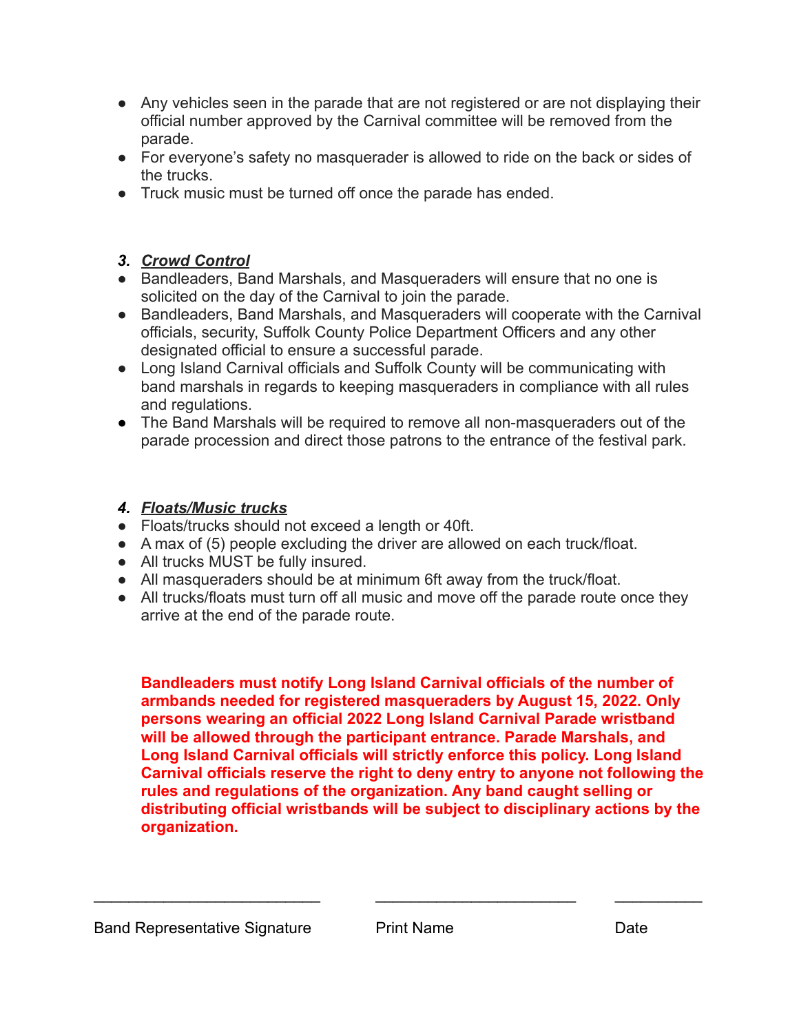- Any vehicles seen in the parade that are not registered or are not displaying their official number approved by the Carnival committee will be removed from the parade.
- For everyone's safety no masquerader is allowed to ride on the back or sides of the trucks.
- Truck music must be turned off once the parade has ended.

### 3. ***Crowd Control***

- Bandleaders, Band Marshals, and Masqueraders will ensure that no one is solicited on the day of the Carnival to join the parade.
- Bandleaders, Band Marshals, and Masqueraders will cooperate with the Carnival officials, security, Suffolk County Police Department Officers and any other designated official to ensure a successful parade.
- Long Island Carnival officials and Suffolk County will be communicating with band marshals in regards to keeping masqueraders in compliance with all rules and regulations.
- The Band Marshals will be required to remove all non-masqueraders out of the parade procession and direct those patrons to the entrance of the festival park.

### 4. ***Floats/Music trucks***

- Floats/trucks should not exceed a length or 40ft.
- A max of (5) people excluding the driver are allowed on each truck/float.
- All trucks MUST be fully insured.
- All masqueraders should be at minimum 6ft away from the truck/float.
- All trucks/floats must turn off all music and move off the parade route once they arrive at the end of the parade route.

**Bandleaders must notify Long Island Carnival officials of the number of armbands needed for registered masqueraders by August 15, 2022. Only persons wearing an official 2022 Long Island Carnival Parade wristband will be allowed through the participant entrance. Parade Marshals, and Long Island Carnival officials will strictly enforce this policy. Long Island Carnival officials reserve the right to deny entry to anyone not following the rules and regulations of the organization. Any band caught selling or distributing official wristbands will be subject to disciplinary actions by the organization.**

| Band Representative Signature | Print Name | Date |
|---|---|---|
| ___________________________ | _________________________ | ___________ |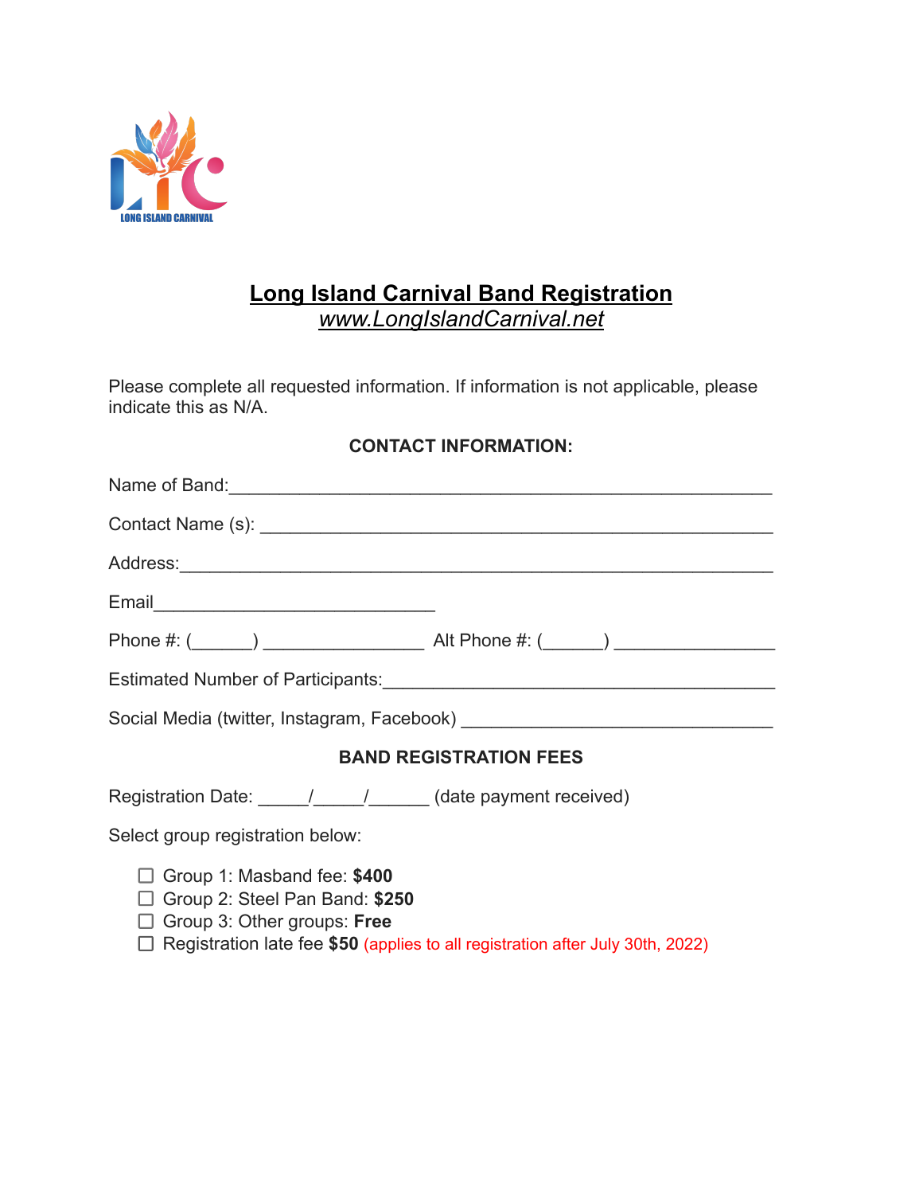# Long Island Carnival Band Registration

*www.LongIslandCarnival.net*

Please complete all requested information. If information is not applicable, please indicate this as N/A.

**CONTACT INFORMATION:**

Name of Band:_______________________________________________________

Contact Name (s): ____________________________________________________

Address:____________________________________________________________

Email______________________________

Phone #: (______) ________________ Alt Phone #: (______) ________________

Estimated Number of Participants:________________________________________

Social Media (twitter, Instagram, Facebook) _______________________________

**BAND REGISTRATION FEES**

Registration Date: _____/_____/______ (date payment received)

Select group registration below:

- ☐ Group 1: Masband fee: **$400**
- ☐ Group 2: Steel Pan Band: **$250**
- ☐ Group 3: Other groups: **Free**
- ☐ Registration late fee **$50** (applies to all registration after July 30th, 2022)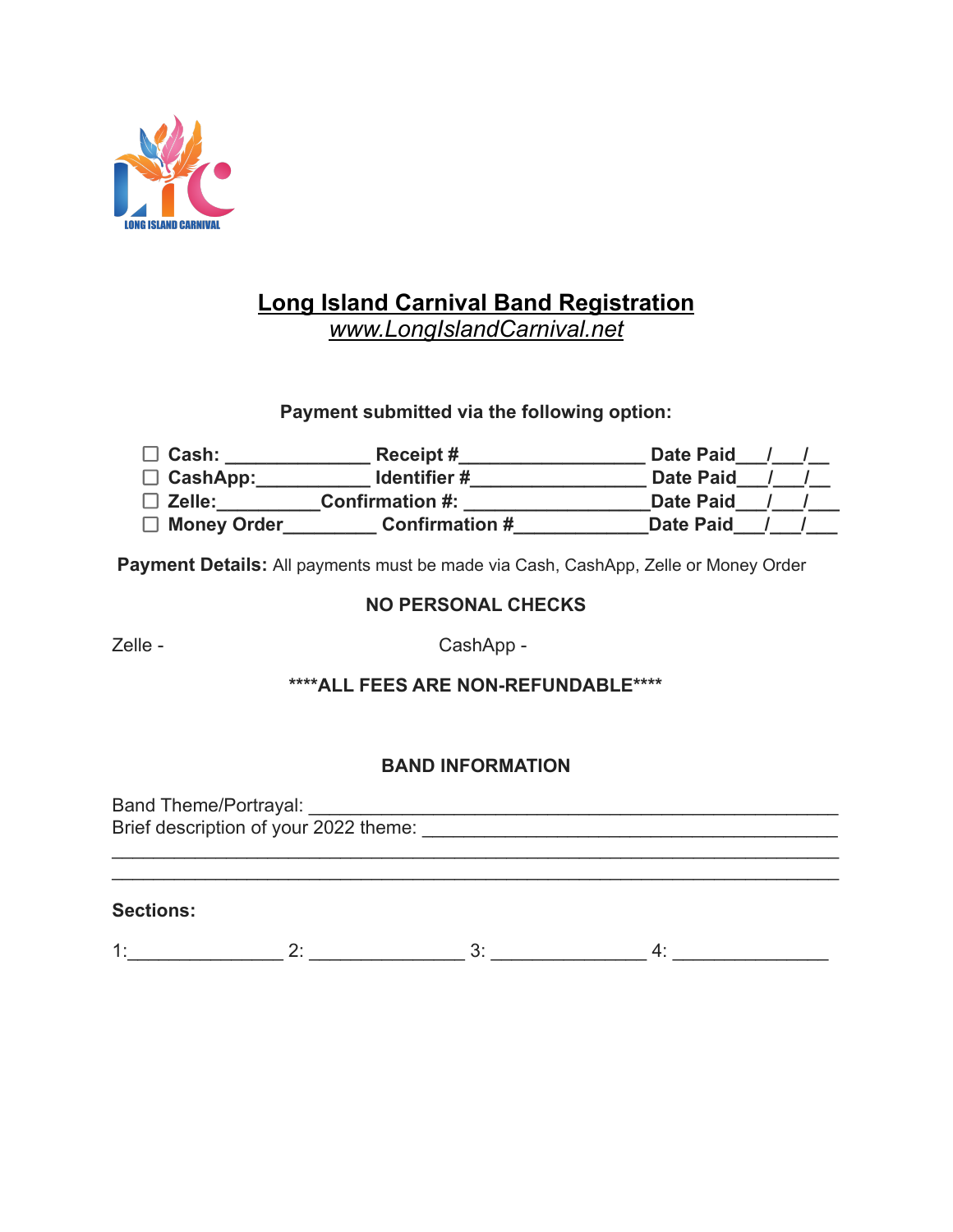LONG ISLAND CARNIVAL

# Long Island Carnival Band Registration

*www.LongIslandCarnival.net*

**Payment submitted via the following option:**

- ☐ **Cash: ______________ Receipt #__________________ Date Paid___/___/__**
- ☐ **CashApp:___________ Identifier #_________________ Date Paid___/___/__**
- ☐ **Zelle:__________Confirmation #: __________________Date Paid___/___/___**
- ☐ **Money Order_________ Confirmation #_____________Date Paid___/___/___**

**Payment Details:** All payments must be made via Cash, CashApp, Zelle or Money Order

**NO PERSONAL CHECKS**

Zelle - CashApp -

**\*\*\*\*ALL FEES ARE NON-REFUNDABLE\*\*\*\***

**BAND INFORMATION**

Band Theme/Portrayal: _______________________________________________

Brief description of your 2022 theme: ________________________________________

_________________________________________________________________

_________________________________________________________________

**Sections:**

1:_______________ 2: _______________ 3: _______________ 4: _______________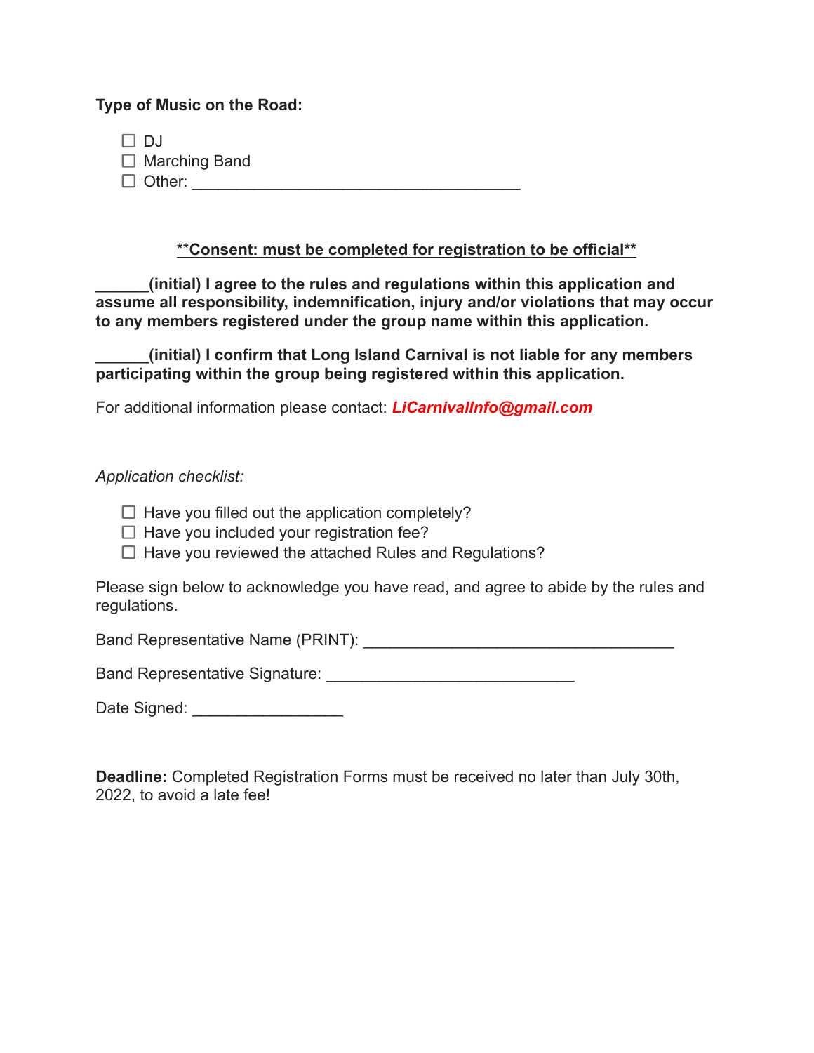**Type of Music on the Road:**

- ☐ DJ
- ☐ Marching Band
- ☐ Other: ______________________________________

**\*\*Consent: must be completed for registration to be official\*\***

**______(initial) I agree to the rules and regulations within this application and assume all responsibility, indemnification, injury and/or violations that may occur to any members registered under the group name within this application.**

**______(initial) I confirm that Long Island Carnival is not liable for any members participating within the group being registered within this application.**

For additional information please contact: ***LiCarnivalInfo@gmail.com***

*Application checklist:*

- ☐ Have you filled out the application completely?
- ☐ Have you included your registration fee?
- ☐ Have you reviewed the attached Rules and Regulations?

Please sign below to acknowledge you have read, and agree to abide by the rules and regulations.

Band Representative Name (PRINT): ____________________________________

Band Representative Signature: _____________________________

Date Signed: _________________

**Deadline:** Completed Registration Forms must be received no later than July 30th, 2022, to avoid a late fee!